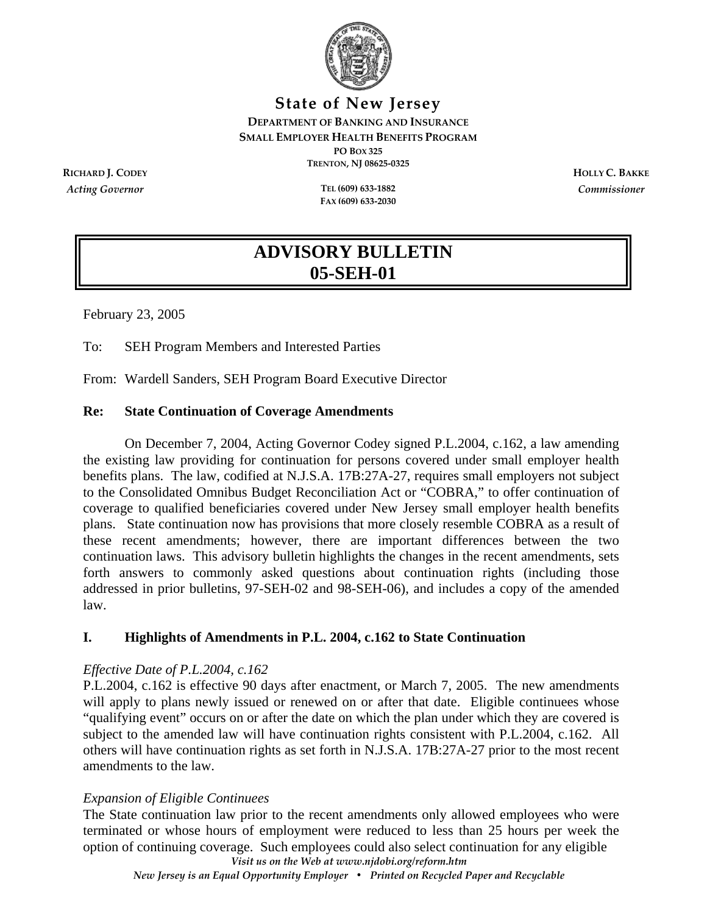**State of New Jersey**

**DEPARTMENT OF BANKING AND INSURANCE**
**SMALL EMPLOYER HEALTH BENEFITS PROGRAM**
**PO BOX 325**
**TRENTON, NJ 08625-0325**

**RICHARD J. CODEY**
*Acting Governor*

**TEL (609) 633-1882**
**FAX (609) 633-2030**

**HOLLY C. BAKKE**
*Commissioner*

# ADVISORY BULLETIN 05-SEH-01

February 23, 2005

To: SEH Program Members and Interested Parties

From: Wardell Sanders, SEH Program Board Executive Director

**Re: State Continuation of Coverage Amendments**

On December 7, 2004, Acting Governor Codey signed P.L.2004, c.162, a law amending the existing law providing for continuation for persons covered under small employer health benefits plans. The law, codified at N.J.S.A. 17B:27A-27, requires small employers not subject to the Consolidated Omnibus Budget Reconciliation Act or "COBRA," to offer continuation of coverage to qualified beneficiaries covered under New Jersey small employer health benefits plans. State continuation now has provisions that more closely resemble COBRA as a result of these recent amendments; however, there are important differences between the two continuation laws. This advisory bulletin highlights the changes in the recent amendments, sets forth answers to commonly asked questions about continuation rights (including those addressed in prior bulletins, 97-SEH-02 and 98-SEH-06), and includes a copy of the amended law.

## I. Highlights of Amendments in P.L. 2004, c.162 to State Continuation

*Effective Date of P.L.2004, c.162*

P.L.2004, c.162 is effective 90 days after enactment, or March 7, 2005. The new amendments will apply to plans newly issued or renewed on or after that date. Eligible continuees whose "qualifying event" occurs on or after the date on which the plan under which they are covered is subject to the amended law will have continuation rights consistent with P.L.2004, c.162. All others will have continuation rights as set forth in N.J.S.A. 17B:27A-27 prior to the most recent amendments to the law.

*Expansion of Eligible Continuees*

The State continuation law prior to the recent amendments only allowed employees who were terminated or whose hours of employment were reduced to less than 25 hours per week the option of continuing coverage. Such employees could also select continuation for any eligible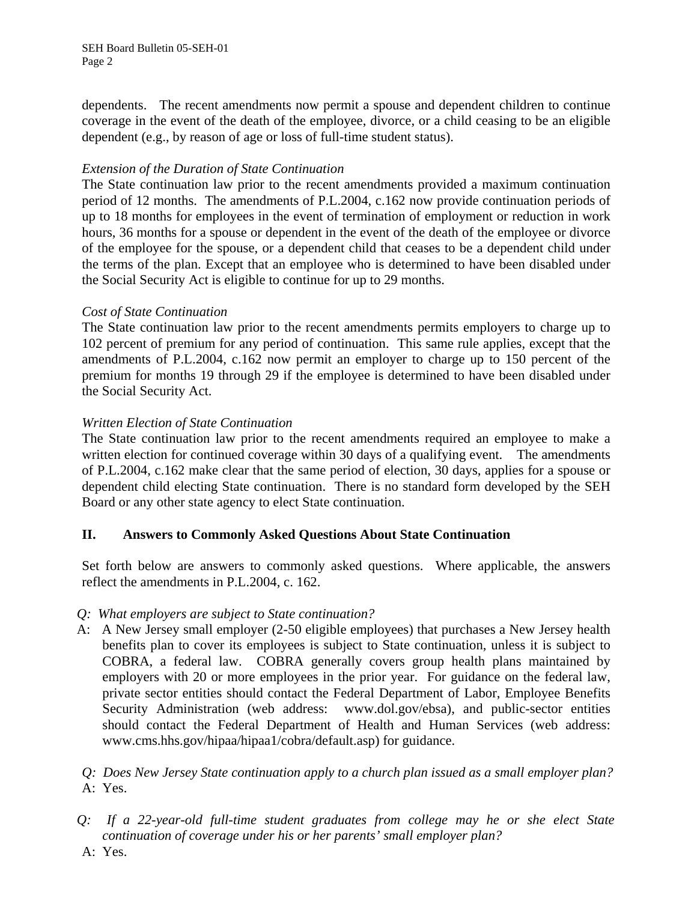dependents. The recent amendments now permit a spouse and dependent children to continue coverage in the event of the death of the employee, divorce, or a child ceasing to be an eligible dependent (e.g., by reason of age or loss of full-time student status).

*Extension of the Duration of State Continuation*

The State continuation law prior to the recent amendments provided a maximum continuation period of 12 months. The amendments of P.L.2004, c.162 now provide continuation periods of up to 18 months for employees in the event of termination of employment or reduction in work hours, 36 months for a spouse or dependent in the event of the death of the employee or divorce of the employee for the spouse, or a dependent child that ceases to be a dependent child under the terms of the plan. Except that an employee who is determined to have been disabled under the Social Security Act is eligible to continue for up to 29 months.

*Cost of State Continuation*

The State continuation law prior to the recent amendments permits employers to charge up to 102 percent of premium for any period of continuation. This same rule applies, except that the amendments of P.L.2004, c.162 now permit an employer to charge up to 150 percent of the premium for months 19 through 29 if the employee is determined to have been disabled under the Social Security Act.

*Written Election of State Continuation*

The State continuation law prior to the recent amendments required an employee to make a written election for continued coverage within 30 days of a qualifying event. The amendments of P.L.2004, c.162 make clear that the same period of election, 30 days, applies for a spouse or dependent child electing State continuation. There is no standard form developed by the SEH Board or any other state agency to elect State continuation.

## II. Answers to Commonly Asked Questions About State Continuation

Set forth below are answers to commonly asked questions. Where applicable, the answers reflect the amendments in P.L.2004, c. 162.

*Q: What employers are subject to State continuation?*

A: A New Jersey small employer (2-50 eligible employees) that purchases a New Jersey health benefits plan to cover its employees is subject to State continuation, unless it is subject to COBRA, a federal law. COBRA generally covers group health plans maintained by employers with 20 or more employees in the prior year. For guidance on the federal law, private sector entities should contact the Federal Department of Labor, Employee Benefits Security Administration (web address: www.dol.gov/ebsa), and public-sector entities should contact the Federal Department of Health and Human Services (web address: www.cms.hhs.gov/hipaa/hipaa1/cobra/default.asp) for guidance.

*Q: Does New Jersey State continuation apply to a church plan issued as a small employer plan?*

A: Yes.

*Q: If a 22-year-old full-time student graduates from college may he or she elect State continuation of coverage under his or her parents' small employer plan?*

A: Yes.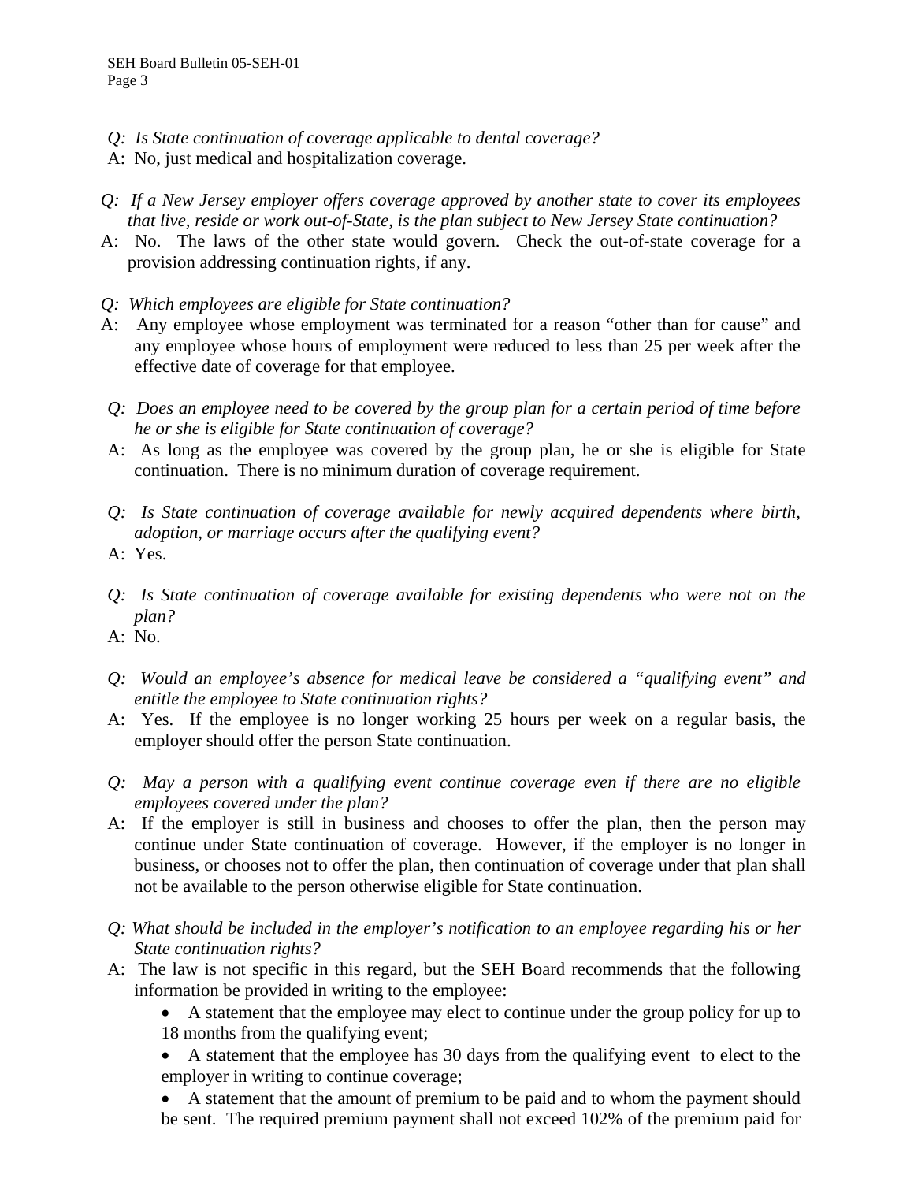*Q: Is State continuation of coverage applicable to dental coverage?*
A: No, just medical and hospitalization coverage.

*Q: If a New Jersey employer offers coverage approved by another state to cover its employees that live, reside or work out-of-State, is the plan subject to New Jersey State continuation?*
A: No. The laws of the other state would govern. Check the out-of-state coverage for a provision addressing continuation rights, if any.

*Q: Which employees are eligible for State continuation?*
A: Any employee whose employment was terminated for a reason "other than for cause" and any employee whose hours of employment were reduced to less than 25 per week after the effective date of coverage for that employee.

*Q: Does an employee need to be covered by the group plan for a certain period of time before he or she is eligible for State continuation of coverage?*
A: As long as the employee was covered by the group plan, he or she is eligible for State continuation. There is no minimum duration of coverage requirement.

*Q: Is State continuation of coverage available for newly acquired dependents where birth, adoption, or marriage occurs after the qualifying event?*
A: Yes.

*Q: Is State continuation of coverage available for existing dependents who were not on the plan?*
A: No.

*Q: Would an employee's absence for medical leave be considered a "qualifying event" and entitle the employee to State continuation rights?*
A: Yes. If the employee is no longer working 25 hours per week on a regular basis, the employer should offer the person State continuation.

*Q: May a person with a qualifying event continue coverage even if there are no eligible employees covered under the plan?*
A: If the employer is still in business and chooses to offer the plan, then the person may continue under State continuation of coverage. However, if the employer is no longer in business, or chooses not to offer the plan, then continuation of coverage under that plan shall not be available to the person otherwise eligible for State continuation.

*Q: What should be included in the employer's notification to an employee regarding his or her State continuation rights?*
A: The law is not specific in this regard, but the SEH Board recommends that the following information be provided in writing to the employee:

- A statement that the employee may elect to continue under the group policy for up to 18 months from the qualifying event;
- A statement that the employee has 30 days from the qualifying event to elect to the employer in writing to continue coverage;
- A statement that the amount of premium to be paid and to whom the payment should be sent. The required premium payment shall not exceed 102% of the premium paid for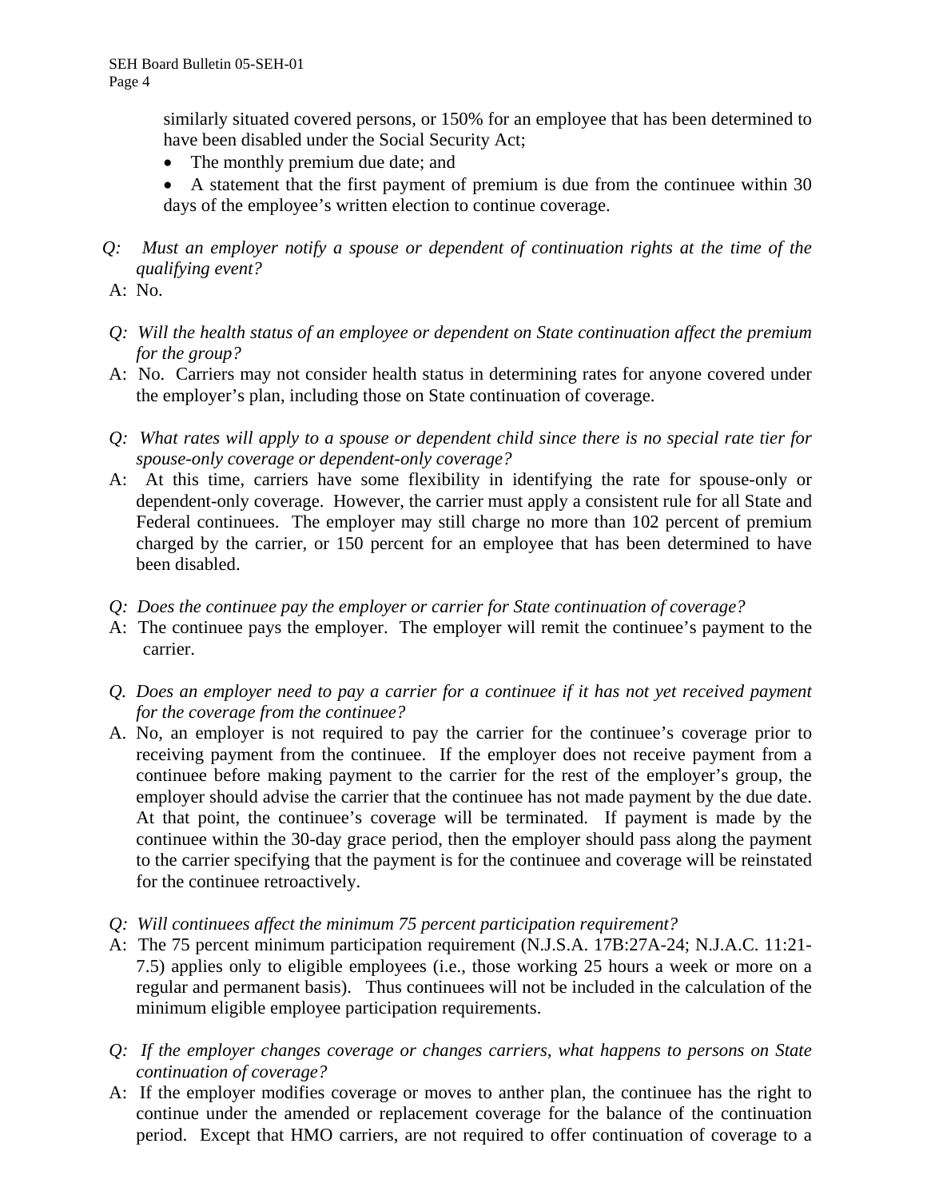similarly situated covered persons, or 150% for an employee that has been determined to have been disabled under the Social Security Act;

- The monthly premium due date; and
- A statement that the first payment of premium is due from the continuee within 30 days of the employee's written election to continue coverage.

*Q: Must an employer notify a spouse or dependent of continuation rights at the time of the qualifying event?*

A: No.

*Q: Will the health status of an employee or dependent on State continuation affect the premium for the group?*

A: No. Carriers may not consider health status in determining rates for anyone covered under the employer's plan, including those on State continuation of coverage.

*Q: What rates will apply to a spouse or dependent child since there is no special rate tier for spouse-only coverage or dependent-only coverage?*

A: At this time, carriers have some flexibility in identifying the rate for spouse-only or dependent-only coverage. However, the carrier must apply a consistent rule for all State and Federal continuees. The employer may still charge no more than 102 percent of premium charged by the carrier, or 150 percent for an employee that has been determined to have been disabled.

*Q: Does the continuee pay the employer or carrier for State continuation of coverage?*

A: The continuee pays the employer. The employer will remit the continuee's payment to the carrier.

*Q. Does an employer need to pay a carrier for a continuee if it has not yet received payment for the coverage from the continuee?*

A. No, an employer is not required to pay the carrier for the continuee's coverage prior to receiving payment from the continuee. If the employer does not receive payment from a continuee before making payment to the carrier for the rest of the employer's group, the employer should advise the carrier that the continuee has not made payment by the due date. At that point, the continuee's coverage will be terminated. If payment is made by the continuee within the 30-day grace period, then the employer should pass along the payment to the carrier specifying that the payment is for the continuee and coverage will be reinstated for the continuee retroactively.

*Q: Will continuees affect the minimum 75 percent participation requirement?*

A: The 75 percent minimum participation requirement (N.J.S.A. 17B:27A-24; N.J.A.C. 11:21-7.5) applies only to eligible employees (i.e., those working 25 hours a week or more on a regular and permanent basis). Thus continuees will not be included in the calculation of the minimum eligible employee participation requirements.

*Q: If the employer changes coverage or changes carriers, what happens to persons on State continuation of coverage?*

A: If the employer modifies coverage or moves to anther plan, the continuee has the right to continue under the amended or replacement coverage for the balance of the continuation period. Except that HMO carriers, are not required to offer continuation of coverage to a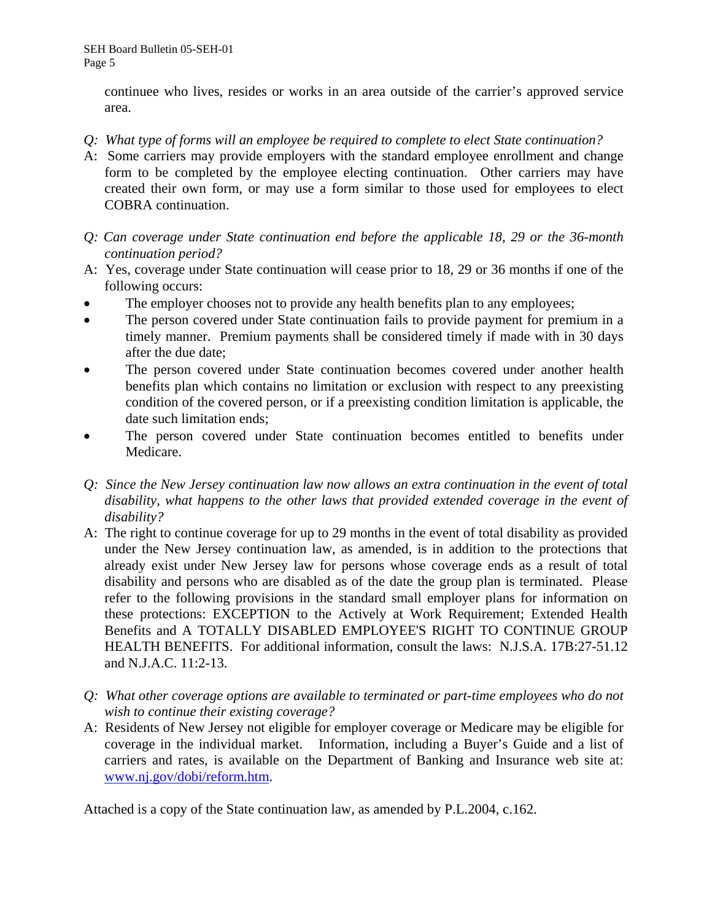continuee who lives, resides or works in an area outside of the carrier's approved service area.

*Q: What type of forms will an employee be required to complete to elect State continuation?*

A: Some carriers may provide employers with the standard employee enrollment and change form to be completed by the employee electing continuation. Other carriers may have created their own form, or may use a form similar to those used for employees to elect COBRA continuation.

*Q: Can coverage under State continuation end before the applicable 18, 29 or the 36-month continuation period?*

A: Yes, coverage under State continuation will cease prior to 18, 29 or 36 months if one of the following occurs:

- The employer chooses not to provide any health benefits plan to any employees;
- The person covered under State continuation fails to provide payment for premium in a timely manner. Premium payments shall be considered timely if made with in 30 days after the due date;
- The person covered under State continuation becomes covered under another health benefits plan which contains no limitation or exclusion with respect to any preexisting condition of the covered person, or if a preexisting condition limitation is applicable, the date such limitation ends;
- The person covered under State continuation becomes entitled to benefits under Medicare.

*Q: Since the New Jersey continuation law now allows an extra continuation in the event of total disability, what happens to the other laws that provided extended coverage in the event of disability?*

A: The right to continue coverage for up to 29 months in the event of total disability as provided under the New Jersey continuation law, as amended, is in addition to the protections that already exist under New Jersey law for persons whose coverage ends as a result of total disability and persons who are disabled as of the date the group plan is terminated. Please refer to the following provisions in the standard small employer plans for information on these protections: EXCEPTION to the Actively at Work Requirement; Extended Health Benefits and A TOTALLY DISABLED EMPLOYEE'S RIGHT TO CONTINUE GROUP HEALTH BENEFITS. For additional information, consult the laws: N.J.S.A. 17B:27-51.12 and N.J.A.C. 11:2-13.

*Q: What other coverage options are available to terminated or part-time employees who do not wish to continue their existing coverage?*

A: Residents of New Jersey not eligible for employer coverage or Medicare may be eligible for coverage in the individual market. Information, including a Buyer's Guide and a list of carriers and rates, is available on the Department of Banking and Insurance web site at: www.nj.gov/dobi/reform.htm.

Attached is a copy of the State continuation law, as amended by P.L.2004, c.162.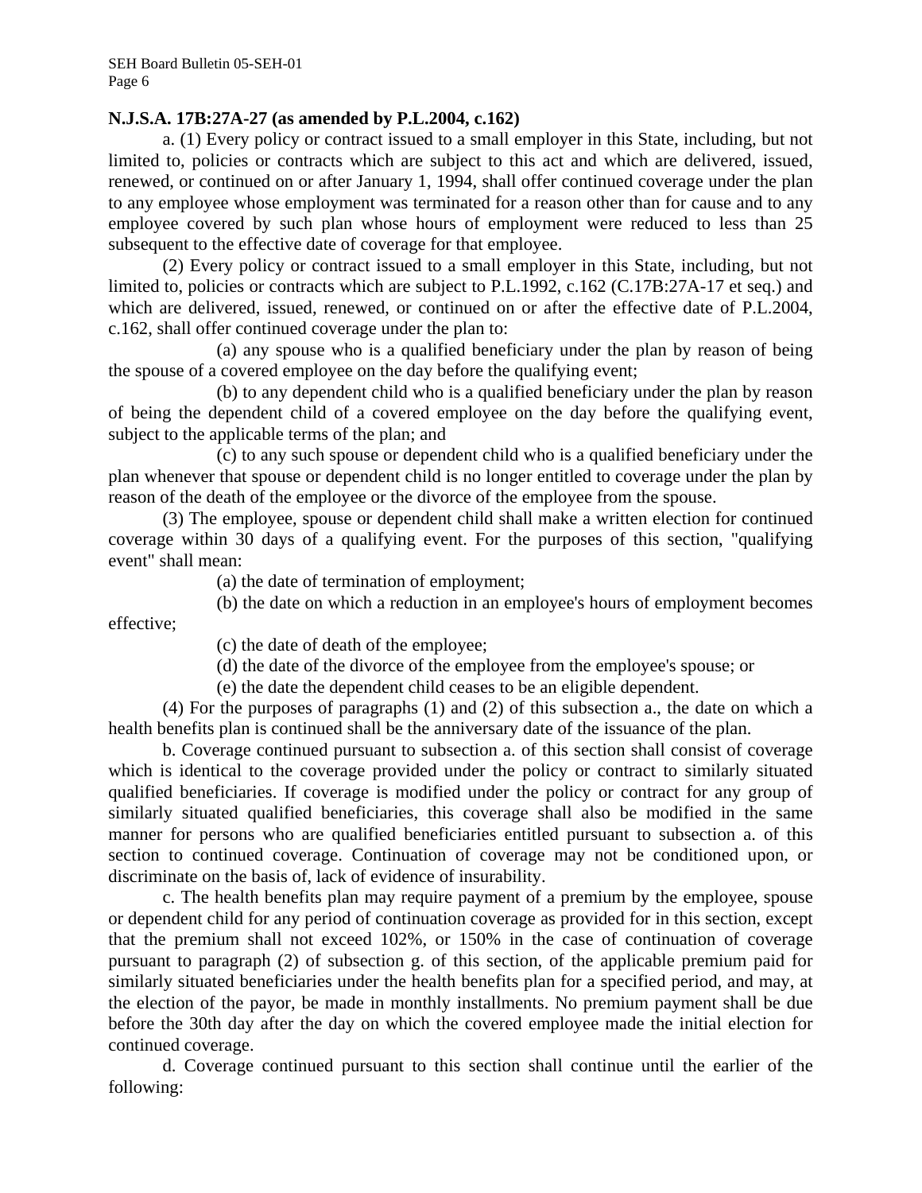**N.J.S.A. 17B:27A-27 (as amended by P.L.2004, c.162)**

a. (1) Every policy or contract issued to a small employer in this State, including, but not limited to, policies or contracts which are subject to this act and which are delivered, issued, renewed, or continued on or after January 1, 1994, shall offer continued coverage under the plan to any employee whose employment was terminated for a reason other than for cause and to any employee covered by such plan whose hours of employment were reduced to less than 25 subsequent to the effective date of coverage for that employee.

(2) Every policy or contract issued to a small employer in this State, including, but not limited to, policies or contracts which are subject to P.L.1992, c.162 (C.17B:27A-17 et seq.) and which are delivered, issued, renewed, or continued on or after the effective date of P.L.2004, c.162, shall offer continued coverage under the plan to:

(a) any spouse who is a qualified beneficiary under the plan by reason of being the spouse of a covered employee on the day before the qualifying event;

(b) to any dependent child who is a qualified beneficiary under the plan by reason of being the dependent child of a covered employee on the day before the qualifying event, subject to the applicable terms of the plan; and

(c) to any such spouse or dependent child who is a qualified beneficiary under the plan whenever that spouse or dependent child is no longer entitled to coverage under the plan by reason of the death of the employee or the divorce of the employee from the spouse.

(3) The employee, spouse or dependent child shall make a written election for continued coverage within 30 days of a qualifying event. For the purposes of this section, "qualifying event" shall mean:

(a) the date of termination of employment;

(b) the date on which a reduction in an employee's hours of employment becomes effective;

(c) the date of death of the employee;

(d) the date of the divorce of the employee from the employee's spouse; or

(e) the date the dependent child ceases to be an eligible dependent.

(4) For the purposes of paragraphs (1) and (2) of this subsection a., the date on which a health benefits plan is continued shall be the anniversary date of the issuance of the plan.

b. Coverage continued pursuant to subsection a. of this section shall consist of coverage which is identical to the coverage provided under the policy or contract to similarly situated qualified beneficiaries. If coverage is modified under the policy or contract for any group of similarly situated qualified beneficiaries, this coverage shall also be modified in the same manner for persons who are qualified beneficiaries entitled pursuant to subsection a. of this section to continued coverage. Continuation of coverage may not be conditioned upon, or discriminate on the basis of, lack of evidence of insurability.

c. The health benefits plan may require payment of a premium by the employee, spouse or dependent child for any period of continuation coverage as provided for in this section, except that the premium shall not exceed 102%, or 150% in the case of continuation of coverage pursuant to paragraph (2) of subsection g. of this section, of the applicable premium paid for similarly situated beneficiaries under the health benefits plan for a specified period, and may, at the election of the payor, be made in monthly installments. No premium payment shall be due before the 30th day after the day on which the covered employee made the initial election for continued coverage.

d. Coverage continued pursuant to this section shall continue until the earlier of the following: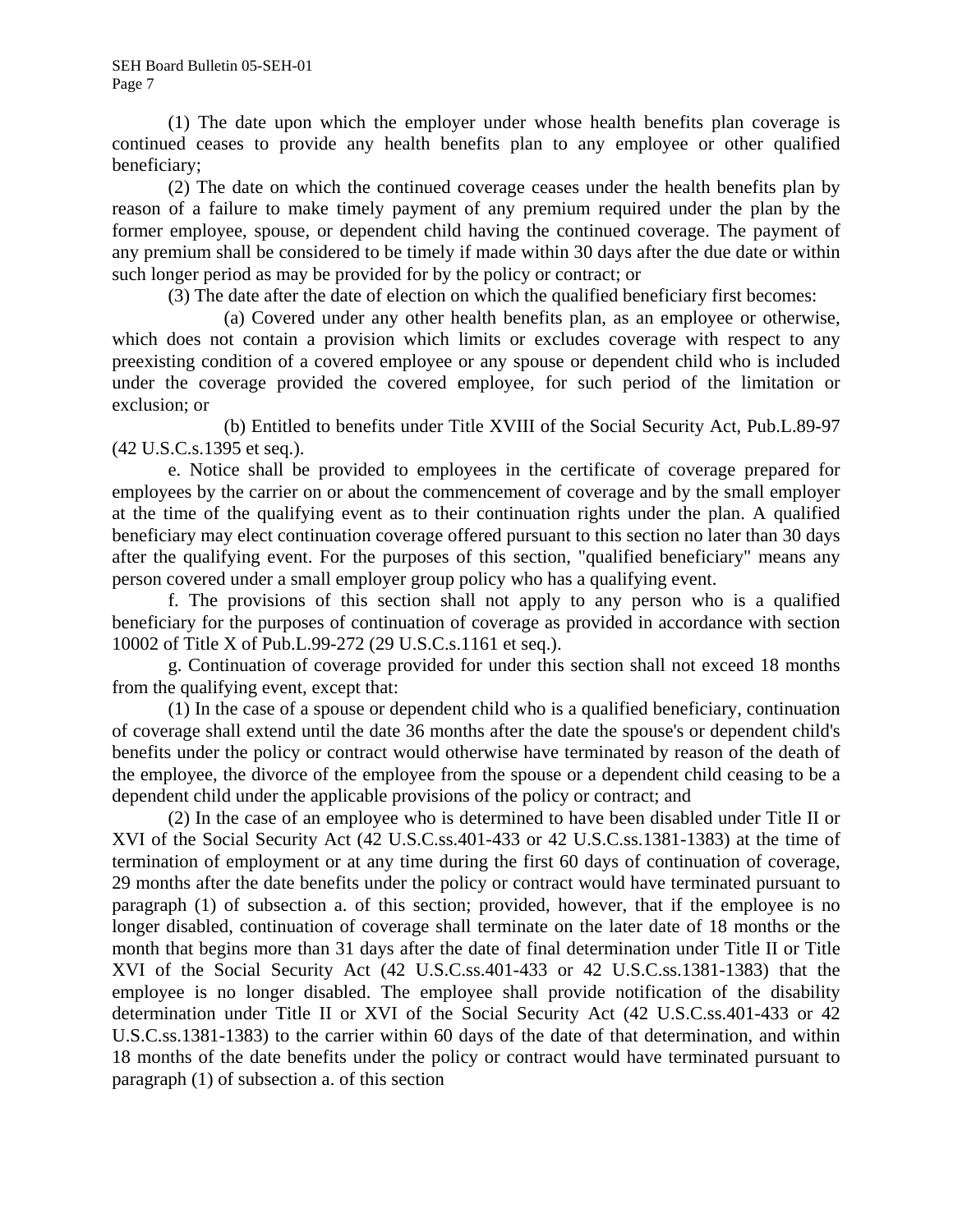(1) The date upon which the employer under whose health benefits plan coverage is continued ceases to provide any health benefits plan to any employee or other qualified beneficiary;

(2) The date on which the continued coverage ceases under the health benefits plan by reason of a failure to make timely payment of any premium required under the plan by the former employee, spouse, or dependent child having the continued coverage. The payment of any premium shall be considered to be timely if made within 30 days after the due date or within such longer period as may be provided for by the policy or contract; or

(3) The date after the date of election on which the qualified beneficiary first becomes:

(a) Covered under any other health benefits plan, as an employee or otherwise, which does not contain a provision which limits or excludes coverage with respect to any preexisting condition of a covered employee or any spouse or dependent child who is included under the coverage provided the covered employee, for such period of the limitation or exclusion; or

(b) Entitled to benefits under Title XVIII of the Social Security Act, Pub.L.89-97 (42 U.S.C.s.1395 et seq.).

e. Notice shall be provided to employees in the certificate of coverage prepared for employees by the carrier on or about the commencement of coverage and by the small employer at the time of the qualifying event as to their continuation rights under the plan. A qualified beneficiary may elect continuation coverage offered pursuant to this section no later than 30 days after the qualifying event. For the purposes of this section, "qualified beneficiary" means any person covered under a small employer group policy who has a qualifying event.

f. The provisions of this section shall not apply to any person who is a qualified beneficiary for the purposes of continuation of coverage as provided in accordance with section 10002 of Title X of Pub.L.99-272 (29 U.S.C.s.1161 et seq.).

g. Continuation of coverage provided for under this section shall not exceed 18 months from the qualifying event, except that:

(1) In the case of a spouse or dependent child who is a qualified beneficiary, continuation of coverage shall extend until the date 36 months after the date the spouse's or dependent child's benefits under the policy or contract would otherwise have terminated by reason of the death of the employee, the divorce of the employee from the spouse or a dependent child ceasing to be a dependent child under the applicable provisions of the policy or contract; and

(2) In the case of an employee who is determined to have been disabled under Title II or XVI of the Social Security Act (42 U.S.C.ss.401-433 or 42 U.S.C.ss.1381-1383) at the time of termination of employment or at any time during the first 60 days of continuation of coverage, 29 months after the date benefits under the policy or contract would have terminated pursuant to paragraph (1) of subsection a. of this section; provided, however, that if the employee is no longer disabled, continuation of coverage shall terminate on the later date of 18 months or the month that begins more than 31 days after the date of final determination under Title II or Title XVI of the Social Security Act (42 U.S.C.ss.401-433 or 42 U.S.C.ss.1381-1383) that the employee is no longer disabled. The employee shall provide notification of the disability determination under Title II or XVI of the Social Security Act (42 U.S.C.ss.401-433 or 42 U.S.C.ss.1381-1383) to the carrier within 60 days of the date of that determination, and within 18 months of the date benefits under the policy or contract would have terminated pursuant to paragraph (1) of subsection a. of this section